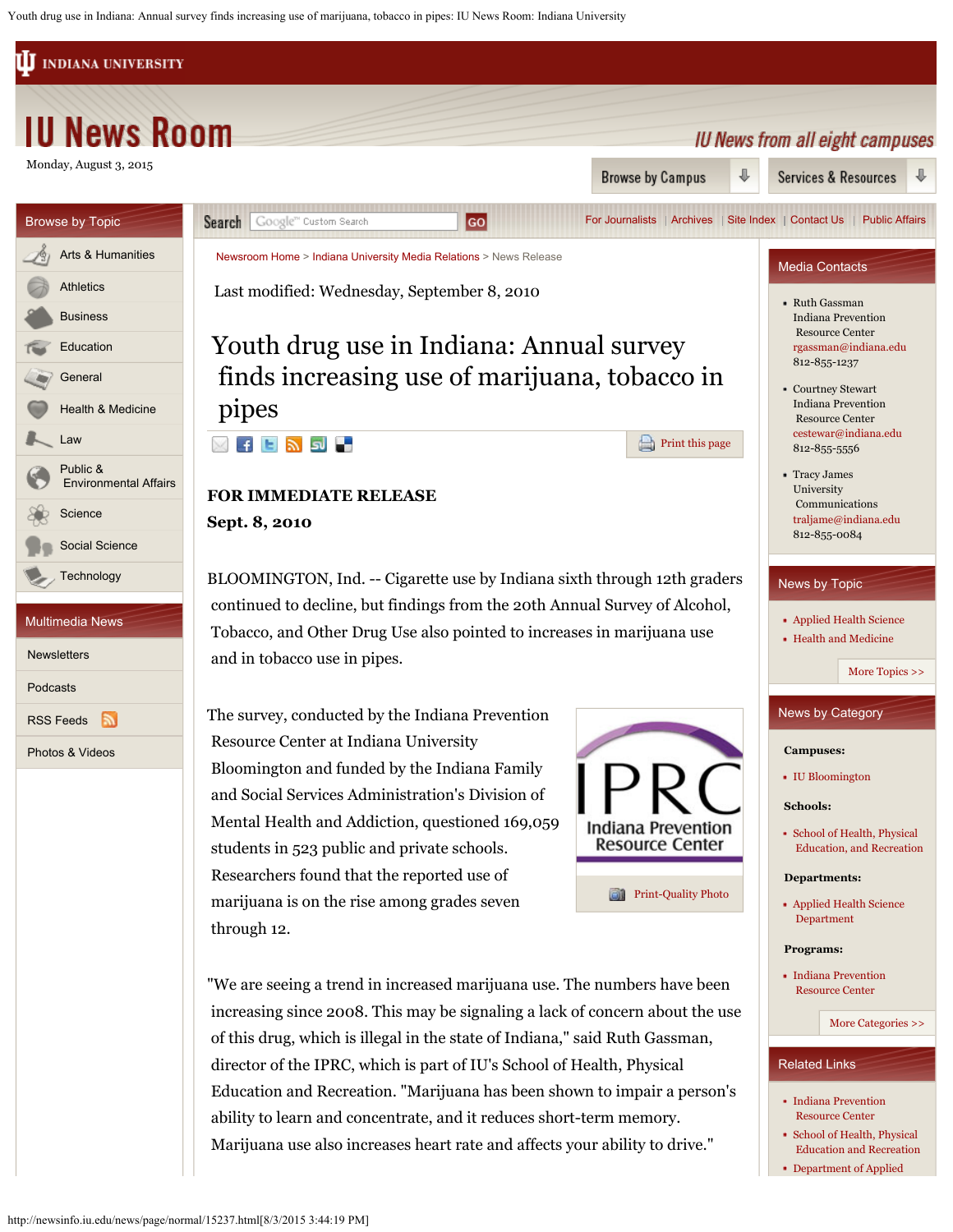Monday, August 3, 2015

Newsroom Home > Indiana University Media Relations > News Release

Last modified: Wednesday, September 8, 2010

# Youth drug use in Indiana: Annual survey finds increasing use of marijuana, tobacco in pipes

**FOR IMMEDIATE RELEASE**
**Sept. 8, 2010**

BLOOMINGTON, Ind. -- Cigarette use by Indiana sixth through 12th graders continued to decline, but findings from the 20th Annual Survey of Alcohol, Tobacco, and Other Drug Use also pointed to increases in marijuana use and in tobacco use in pipes.

The survey, conducted by the Indiana Prevention Resource Center at Indiana University Bloomington and funded by the Indiana Family and Social Services Administration's Division of Mental Health and Addiction, questioned 169,059 students in 523 public and private schools. Researchers found that the reported use of marijuana is on the rise among grades seven through 12.

Print-Quality Photo

"We are seeing a trend in increased marijuana use. The numbers have been increasing since 2008. This may be signaling a lack of concern about the use of this drug, which is illegal in the state of Indiana," said Ruth Gassman, director of the IPRC, which is part of IU's School of Health, Physical Education and Recreation. "Marijuana has been shown to impair a person's ability to learn and concentrate, and it reduces short-term memory. Marijuana use also increases heart rate and affects your ability to drive."

## Media Contacts

- Ruth Gassman
  Indiana Prevention Resource Center
  rgassman@indiana.edu
  812-855-1237
- Courtney Stewart
  Indiana Prevention Resource Center
  cestewar@indiana.edu
  812-855-5556
- Tracy James
  University Communications
  traljame@indiana.edu
  812-855-0084

## News by Topic

- Applied Health Science
- Health and Medicine

More Topics >>

## News by Category

**Campuses:**

- IU Bloomington

**Schools:**

- School of Health, Physical Education, and Recreation

**Departments:**

- Applied Health Science Department

**Programs:**

- Indiana Prevention Resource Center

More Categories >>

## Related Links

- Indiana Prevention Resource Center
- School of Health, Physical Education and Recreation
- Department of Applied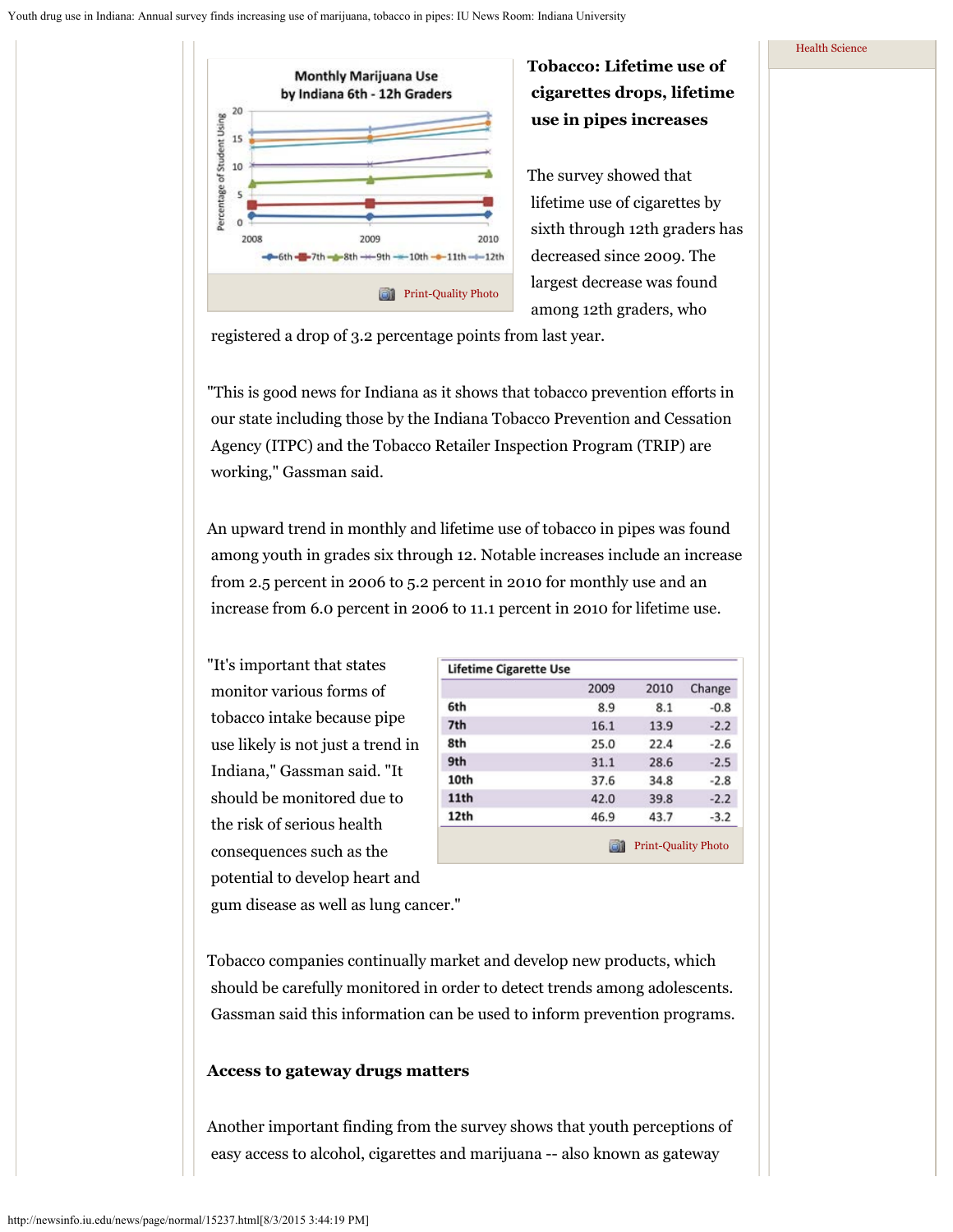**Monthly Marijuana Use by Indiana 6th - 12h Graders**

Print-Quality Photo

### Tobacco: Lifetime use of cigarettes drops, lifetime use in pipes increases

The survey showed that lifetime use of cigarettes by sixth through 12th graders has decreased since 2009. The largest decrease was found among 12th graders, who registered a drop of 3.2 percentage points from last year.

"This is good news for Indiana as it shows that tobacco prevention efforts in our state including those by the Indiana Tobacco Prevention and Cessation Agency (ITPC) and the Tobacco Retailer Inspection Program (TRIP) are working," Gassman said.

An upward trend in monthly and lifetime use of tobacco in pipes was found among youth in grades six through 12. Notable increases include an increase from 2.5 percent in 2006 to 5.2 percent in 2010 for monthly use and an increase from 6.0 percent in 2006 to 11.1 percent in 2010 for lifetime use.

"It's important that states monitor various forms of tobacco intake because pipe use likely is not just a trend in Indiana," Gassman said. "It should be monitored due to the risk of serious health consequences such as the potential to develop heart and gum disease as well as lung cancer."

**Lifetime Cigarette Use**

| | 2009 | 2010 | Change |
|---|---|---|---|
| 6th | 8.9 | 8.1 | -0.8 |
| 7th | 16.1 | 13.9 | -2.2 |
| 8th | 25.0 | 22.4 | -2.6 |
| 9th | 31.1 | 28.6 | -2.5 |
| 10th | 37.6 | 34.8 | -2.8 |
| 11th | 42.0 | 39.8 | -2.2 |
| 12th | 46.9 | 43.7 | -3.2 |

Print-Quality Photo

Tobacco companies continually market and develop new products, which should be carefully monitored in order to detect trends among adolescents. Gassman said this information can be used to inform prevention programs.

### Access to gateway drugs matters

Another important finding from the survey shows that youth perceptions of easy access to alcohol, cigarettes and marijuana -- also known as gateway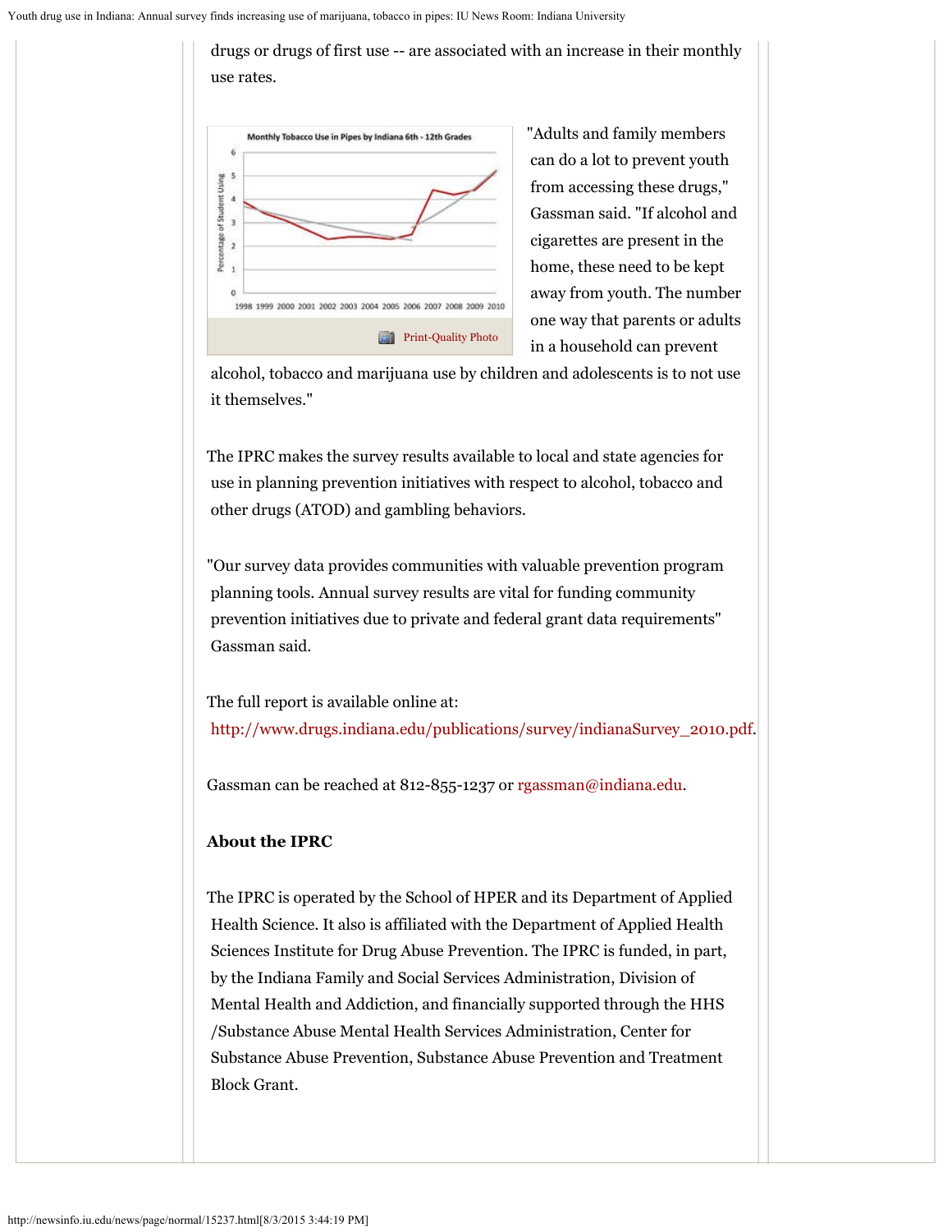drugs or drugs of first use -- are associated with an increase in their monthly use rates.

Print-Quality Photo

"Adults and family members can do a lot to prevent youth from accessing these drugs," Gassman said. "If alcohol and cigarettes are present in the home, these need to be kept away from youth. The number one way that parents or adults in a household can prevent alcohol, tobacco and marijuana use by children and adolescents is to not use it themselves."

The IPRC makes the survey results available to local and state agencies for use in planning prevention initiatives with respect to alcohol, tobacco and other drugs (ATOD) and gambling behaviors.

"Our survey data provides communities with valuable prevention program planning tools. Annual survey results are vital for funding community prevention initiatives due to private and federal grant data requirements" Gassman said.

The full report is available online at: http://www.drugs.indiana.edu/publications/survey/indianaSurvey_2010.pdf.

Gassman can be reached at 812-855-1237 or rgassman@indiana.edu.

**About the IPRC**

The IPRC is operated by the School of HPER and its Department of Applied Health Science. It also is affiliated with the Department of Applied Health Sciences Institute for Drug Abuse Prevention. The IPRC is funded, in part, by the Indiana Family and Social Services Administration, Division of Mental Health and Addiction, and financially supported through the HHS /Substance Abuse Mental Health Services Administration, Center for Substance Abuse Prevention, Substance Abuse Prevention and Treatment Block Grant.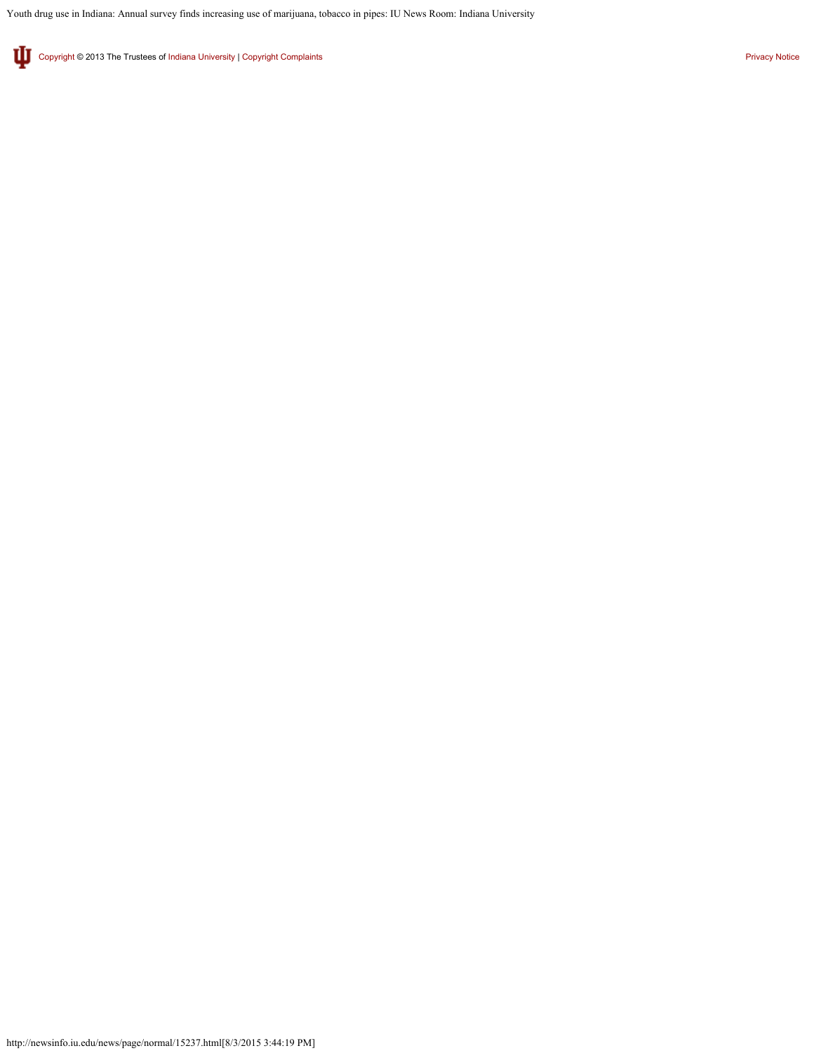Copyright © 2013 The Trustees of Indiana University | Copyright Complaints

Privacy Notice